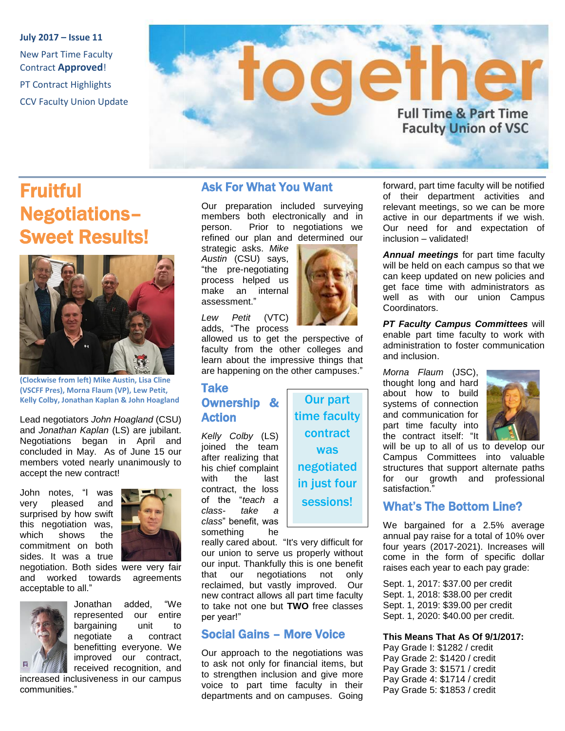**July 2017 – Issue 11**

New Part Time Faculty Contract **Approved**!

PT Contract Highlights

CCV Faculty Union Update

# together

**Full Time & Part Time Faculty Union of VSC**

## Fruitful Negotiations– Sweet Results!

**(Clockwise from left) Mike Austin, Lisa Cline (VSCFF Pres), Morna Flaum (VP), Lew Petit, Kelly Colby, Jonathan Kaplan & John Hoagland**

Lead negotiators *John Hoagland* (CSU) and *Jonathan Kaplan* (LS) are jubilant. Negotiations began in April and concluded in May. As of June 15 our members voted nearly unanimously to accept the new contract!

John notes, "I was very pleased and surprised by how swift this negotiation was, which shows the commitment on both sides. It was a true negotiation. Both sides were very fair and worked towards agreements acceptable to all."

Jonathan added, "We represented our entire bargaining unit to negotiate a contract benefitting everyone. We improved our contract, received recognition, and increased inclusiveness in our campus communities."

## Ask For What You Want

Our preparation included surveying members both electronically and in person. Prior to negotiations we refined our plan and determined our strategic asks. *Mike Austin* (CSU) says, "the pre-negotiating process helped us make an internal assessment."

*Lew Petit* (VTC) adds, "The process allowed us to get the perspective of faculty from the other colleges and learn about the impressive things that are happening on the other campuses."

## Take Ownership & Action

*Kelly Colby* (LS) joined the team after realizing that his chief complaint with the last contract, the loss of the "*teach a class- take a class*" benefit, was something he really cared about. "It's very difficult for our union to serve us properly without our input. Thankfully this is one benefit that our negotiations not only reclaimed, but vastly improved. Our new contract allows all part time faculty to take not one but **TWO** free classes per year!"

**Our part time faculty contract was negotiated in just four sessions!**

## Social Gains – More Voice

Our approach to the negotiations was to ask not only for financial items, but to strengthen inclusion and give more voice to part time faculty in their departments and on campuses. Going forward, part time faculty will be notified of their department activities and relevant meetings, so we can be more active in our departments if we wish. Our need for and expectation of inclusion – validated!

***Annual meetings*** for part time faculty will be held on each campus so that we can keep updated on new policies and get face time with administrators as well as with our union Campus Coordinators.

***PT Faculty Campus Committees*** will enable part time faculty to work with administration to foster communication and inclusion.

*Morna Flaum* (JSC), thought long and hard about how to build systems of connection and communication for part time faculty into the contract itself: "It will be up to all of us to develop our Campus Committees into valuable structures that support alternate paths for our growth and professional satisfaction."

## What's The Bottom Line?

We bargained for a 2.5% average annual pay raise for a total of 10% over four years (2017-2021). Increases will come in the form of specific dollar raises each year to each pay grade:

Sept. 1, 2017: $37.00 per credit
Sept. 1, 2018: $38.00 per credit
Sept. 1, 2019: $39.00 per credit
Sept. 1, 2020: $40.00 per credit.

**This Means That As Of 9/1/2017:**

Pay Grade I: $1282 / credit
Pay Grade 2: $1420 / credit
Pay Grade 3: $1571 / credit
Pay Grade 4: $1714 / credit
Pay Grade 5: $1853 / credit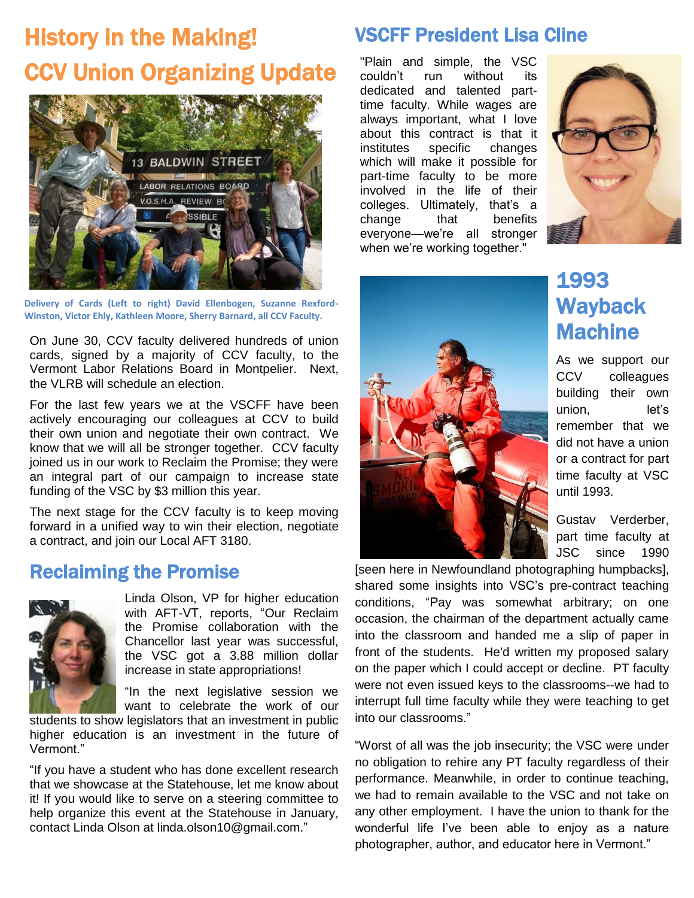# History in the Making! CCV Union Organizing Update

Delivery of Cards (Left to right) David Ellenbogen, Suzanne Rexford-Winston, Victor Ehly, Kathleen Moore, Sherry Barnard, all CCV Faculty.

On June 30, CCV faculty delivered hundreds of union cards, signed by a majority of CCV faculty, to the Vermont Labor Relations Board in Montpelier. Next, the VLRB will schedule an election.

For the last few years we at the VSCFF have been actively encouraging our colleagues at CCV to build their own union and negotiate their own contract. We know that we will all be stronger together. CCV faculty joined us in our work to Reclaim the Promise; they were an integral part of our campaign to increase state funding of the VSC by $3 million this year.

The next stage for the CCV faculty is to keep moving forward in a unified way to win their election, negotiate a contract, and join our Local AFT 3180.

## Reclaiming the Promise

Linda Olson, VP for higher education with AFT-VT, reports, "Our Reclaim the Promise collaboration with the Chancellor last year was successful, the VSC got a 3.88 million dollar increase in state appropriations!

"In the next legislative session we want to celebrate the work of our students to show legislators that an investment in public higher education is an investment in the future of Vermont."

"If you have a student who has done excellent research that we showcase at the Statehouse, let me know about it! If you would like to serve on a steering committee to help organize this event at the Statehouse in January, contact Linda Olson at linda.olson10@gmail.com."

## VSCFF President Lisa Cline

"Plain and simple, the VSC couldn't run without its dedicated and talented part-time faculty. While wages are always important, what I love about this contract is that it institutes specific changes which will make it possible for part-time faculty to be more involved in the life of their colleges. Ultimately, that's a change that benefits everyone—we're all stronger when we're working together."

## 1993 Wayback Machine

As we support our CCV colleagues building their own union, let's remember that we did not have a union or a contract for part time faculty at VSC until 1993.

Gustav Verderber, part time faculty at JSC since 1990 [seen here in Newfoundland photographing humpbacks], shared some insights into VSC's pre-contract teaching conditions, "Pay was somewhat arbitrary; on one occasion, the chairman of the department actually came into the classroom and handed me a slip of paper in front of the students. He'd written my proposed salary on the paper which I could accept or decline. PT faculty were not even issued keys to the classrooms--we had to interrupt full time faculty while they were teaching to get into our classrooms."

"Worst of all was the job insecurity; the VSC were under no obligation to rehire any PT faculty regardless of their performance. Meanwhile, in order to continue teaching, we had to remain available to the VSC and not take on any other employment. I have the union to thank for the wonderful life I've been able to enjoy as a nature photographer, author, and educator here in Vermont."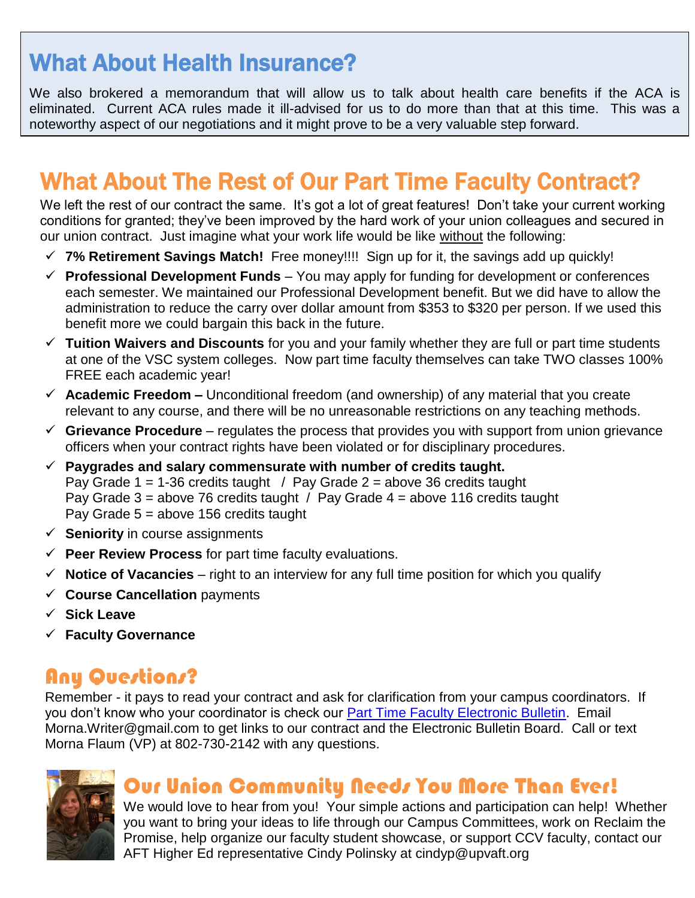## What About Health Insurance?

We also brokered a memorandum that will allow us to talk about health care benefits if the ACA is eliminated. Current ACA rules made it ill-advised for us to do more than that at this time. This was a noteworthy aspect of our negotiations and it might prove to be a very valuable step forward.

## What About The Rest of Our Part Time Faculty Contract?

We left the rest of our contract the same. It's got a lot of great features! Don't take your current working conditions for granted; they've been improved by the hard work of your union colleagues and secured in our union contract. Just imagine what your work life would be like without the following:

- ✓ **7% Retirement Savings Match!** Free money!!!! Sign up for it, the savings add up quickly!
- ✓ **Professional Development Funds** – You may apply for funding for development or conferences each semester. We maintained our Professional Development benefit. But we did have to allow the administration to reduce the carry over dollar amount from $353 to $320 per person. If we used this benefit more we could bargain this back in the future.
- ✓ **Tuition Waivers and Discounts** for you and your family whether they are full or part time students at one of the VSC system colleges. Now part time faculty themselves can take TWO classes 100% FREE each academic year!
- ✓ **Academic Freedom –** Unconditional freedom (and ownership) of any material that you create relevant to any course, and there will be no unreasonable restrictions on any teaching methods.
- ✓ **Grievance Procedure** – regulates the process that provides you with support from union grievance officers when your contract rights have been violated or for disciplinary procedures.
- ✓ **Paygrades and salary commensurate with number of credits taught.**
  Pay Grade 1 = 1-36 credits taught / Pay Grade 2 = above 36 credits taught
  Pay Grade 3 = above 76 credits taught / Pay Grade 4 = above 116 credits taught
  Pay Grade 5 = above 156 credits taught
- ✓ **Seniority** in course assignments
- ✓ **Peer Review Process** for part time faculty evaluations.
- ✓ **Notice of Vacancies** – right to an interview for any full time position for which you qualify
- ✓ **Course Cancellation** payments
- ✓ **Sick Leave**
- ✓ **Faculty Governance**

## Any Questions?

Remember - it pays to read your contract and ask for clarification from your campus coordinators. If you don't know who your coordinator is check our Part Time Faculty Electronic Bulletin. Email Morna.Writer@gmail.com to get links to our contract and the Electronic Bulletin Board. Call or text Morna Flaum (VP) at 802-730-2142 with any questions.

## Our Union Community Needs You More Than Ever!

We would love to hear from you! Your simple actions and participation can help! Whether you want to bring your ideas to life through our Campus Committees, work on Reclaim the Promise, help organize our faculty student showcase, or support CCV faculty, contact our AFT Higher Ed representative Cindy Polinsky at cindyp@upvaft.org